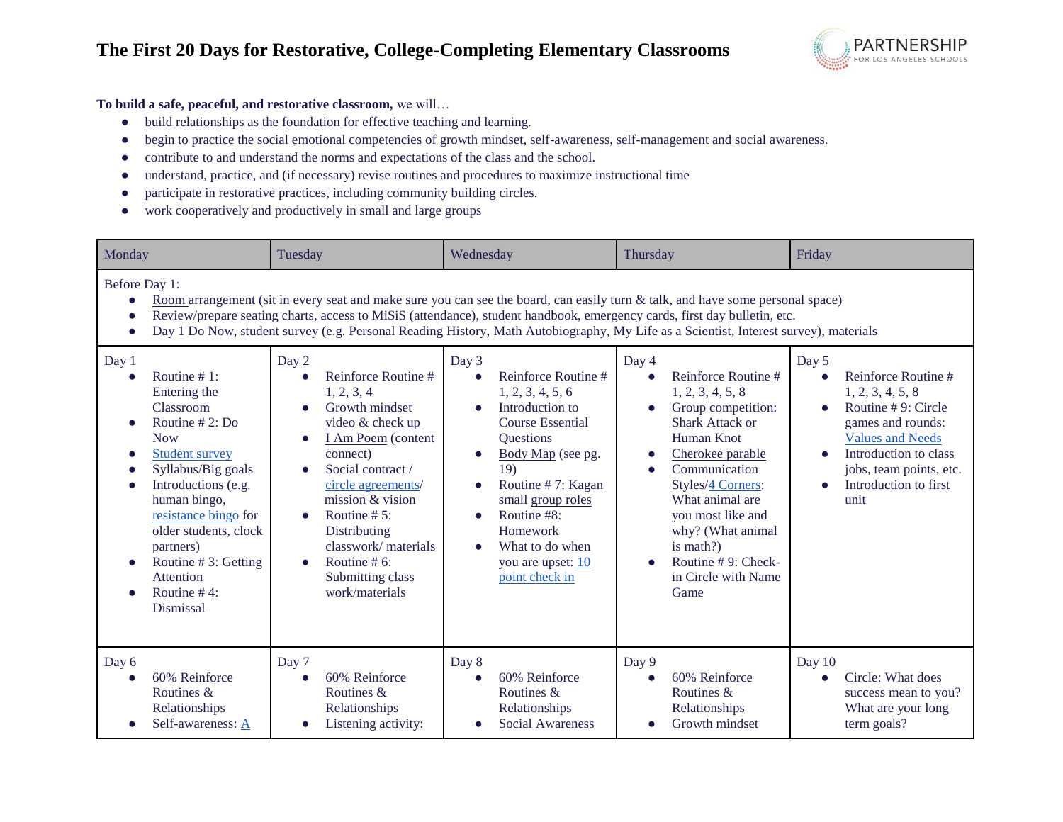# The First 20 Days for Restorative, College-Completing Elementary Classrooms

**To build a safe, peaceful, and restorative classroom,** we will…

- build relationships as the foundation for effective teaching and learning.
- begin to practice the social emotional competencies of growth mindset, self-awareness, self-management and social awareness.
- contribute to and understand the norms and expectations of the class and the school.
- understand, practice, and (if necessary) revise routines and procedures to maximize instructional time
- participate in restorative practices, including community building circles.
- work cooperatively and productively in small and large groups

| Monday | Tuesday | Wednesday | Thursday | Friday |
|---|---|---|---|---|
| Before Day 1:<br>• Room arrangement (sit in every seat and make sure you can see the board, can easily turn & talk, and have some personal space)<br>• Review/prepare seating charts, access to MiSiS (attendance), student handbook, emergency cards, first day bulletin, etc.<br>• Day 1 Do Now, student survey (e.g. Personal Reading History, Math Autobiography, My Life as a Scientist, Interest survey), materials | | | | |
| Day 1<br>• Routine # 1: Entering the Classroom<br>• Routine # 2: Do Now<br>• Student survey<br>• Syllabus/Big goals<br>• Introductions (e.g. human bingo, resistance bingo for older students, clock partners)<br>• Routine # 3: Getting Attention<br>• Routine # 4: Dismissal | Day 2<br>• Reinforce Routine # 1, 2, 3, 4<br>• Growth mindset video & check up<br>• I Am Poem (content connect)<br>• Social contract / circle agreements/ mission & vision<br>• Routine # 5: Distributing classwork/ materials<br>• Routine # 6: Submitting class work/materials | Day 3<br>• Reinforce Routine # 1, 2, 3, 4, 5, 6<br>• Introduction to Course Essential Questions<br>• Body Map (see pg. 19)<br>• Routine # 7: Kagan small group roles<br>• Routine #8: Homework<br>• What to do when you are upset: 10 point check in | Day 4<br>• Reinforce Routine # 1, 2, 3, 4, 5, 8<br>• Group competition: Shark Attack or Human Knot<br>• Cherokee parable<br>• Communication Styles/4 Corners: What animal are you most like and why? (What animal is math?)<br>• Routine # 9: Check-in Circle with Name Game | Day 5<br>• Reinforce Routine # 1, 2, 3, 4, 5, 8<br>• Routine # 9: Circle games and rounds: Values and Needs<br>• Introduction to class jobs, team points, etc.<br>• Introduction to first unit |
| Day 6<br>• 60% Reinforce Routines & Relationships<br>• Self-awareness: A | Day 7<br>• 60% Reinforce Routines & Relationships<br>• Listening activity: | Day 8<br>• 60% Reinforce Routines & Relationships<br>• Social Awareness | Day 9<br>• 60% Reinforce Routines & Relationships<br>• Growth mindset | Day 10<br>• Circle: What does success mean to you? What are your long term goals? |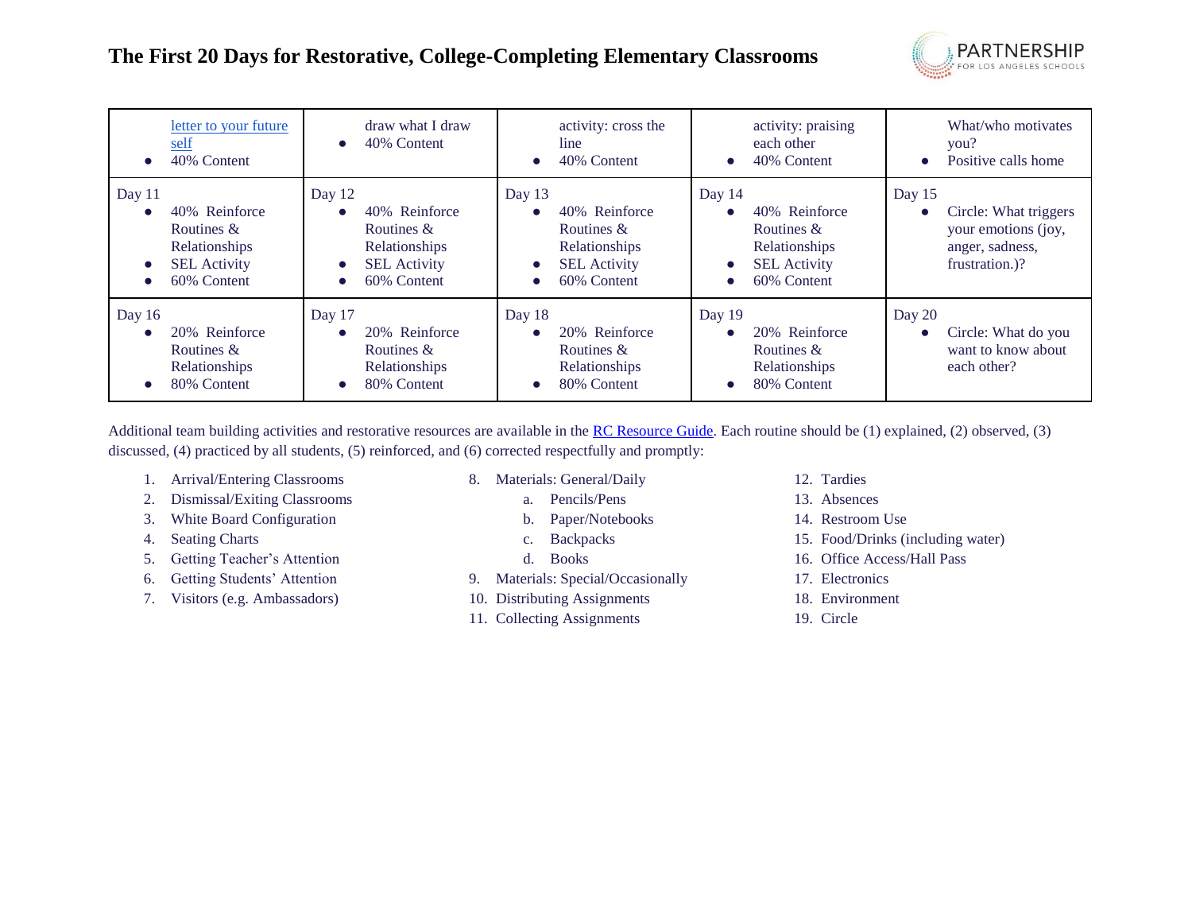# The First 20 Days for Restorative, College-Completing Elementary Classrooms

| | | | | |
|---|---|---|---|---|
| letter to your future self<br>• 40% Content | draw what I draw<br>• 40% Content | activity: cross the line<br>• 40% Content | activity: praising each other<br>• 40% Content | What/who motivates you?<br>• Positive calls home |
| Day 11<br>• 40% Reinforce Routines & Relationships<br>• SEL Activity<br>• 60% Content | Day 12<br>• 40% Reinforce Routines & Relationships<br>• SEL Activity<br>• 60% Content | Day 13<br>• 40% Reinforce Routines & Relationships<br>• SEL Activity<br>• 60% Content | Day 14<br>• 40% Reinforce Routines & Relationships<br>• SEL Activity<br>• 60% Content | Day 15<br>• Circle: What triggers your emotions (joy, anger, sadness, frustration.)? |
| Day 16<br>• 20% Reinforce Routines & Relationships<br>• 80% Content | Day 17<br>• 20% Reinforce Routines & Relationships<br>• 80% Content | Day 18<br>• 20% Reinforce Routines & Relationships<br>• 80% Content | Day 19<br>• 20% Reinforce Routines & Relationships<br>• 80% Content | Day 20<br>• Circle: What do you want to know about each other? |

Additional team building activities and restorative resources are available in the RC Resource Guide. Each routine should be (1) explained, (2) observed, (3) discussed, (4) practiced by all students, (5) reinforced, and (6) corrected respectfully and promptly:

1. Arrival/Entering Classrooms
2. Dismissal/Exiting Classrooms
3. White Board Configuration
4. Seating Charts
5. Getting Teacher's Attention
6. Getting Students' Attention
7. Visitors (e.g. Ambassadors)
8. Materials: General/Daily
   a. Pencils/Pens
   b. Paper/Notebooks
   c. Backpacks
   d. Books
9. Materials: Special/Occasionally
10. Distributing Assignments
11. Collecting Assignments
12. Tardies
13. Absences
14. Restroom Use
15. Food/Drinks (including water)
16. Office Access/Hall Pass
17. Electronics
18. Environment
19. Circle